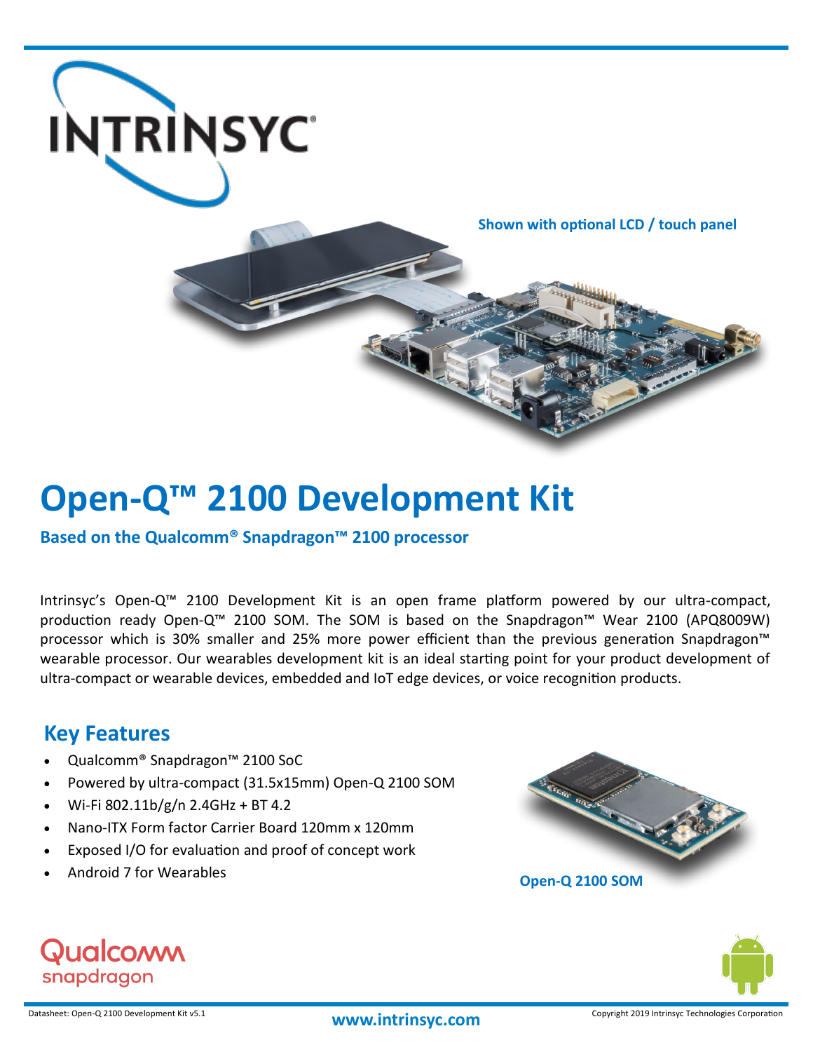Shown with optional LCD / touch panel

# Open-Q™ 2100 Development Kit

**Based on the Qualcomm® Snapdragon™ 2100 processor**

Intrinsyc's Open-Q™ 2100 Development Kit is an open frame platform powered by our ultra-compact, production ready Open-Q™ 2100 SOM. The SOM is based on the Snapdragon™ Wear 2100 (APQ8009W) processor which is 30% smaller and 25% more power efficient than the previous generation Snapdragon™ wearable processor. Our wearables development kit is an ideal starting point for your product development of ultra-compact or wearable devices, embedded and IoT edge devices, or voice recognition products.

## Key Features

- Qualcomm® Snapdragon™ 2100 SoC
- Powered by ultra-compact (31.5x15mm) Open-Q 2100 SOM
- Wi-Fi 802.11b/g/n 2.4GHz + BT 4.2
- Nano-ITX Form factor Carrier Board 120mm x 120mm
- Exposed I/O for evaluation and proof of concept work
- Android 7 for Wearables

Open-Q 2100 SOM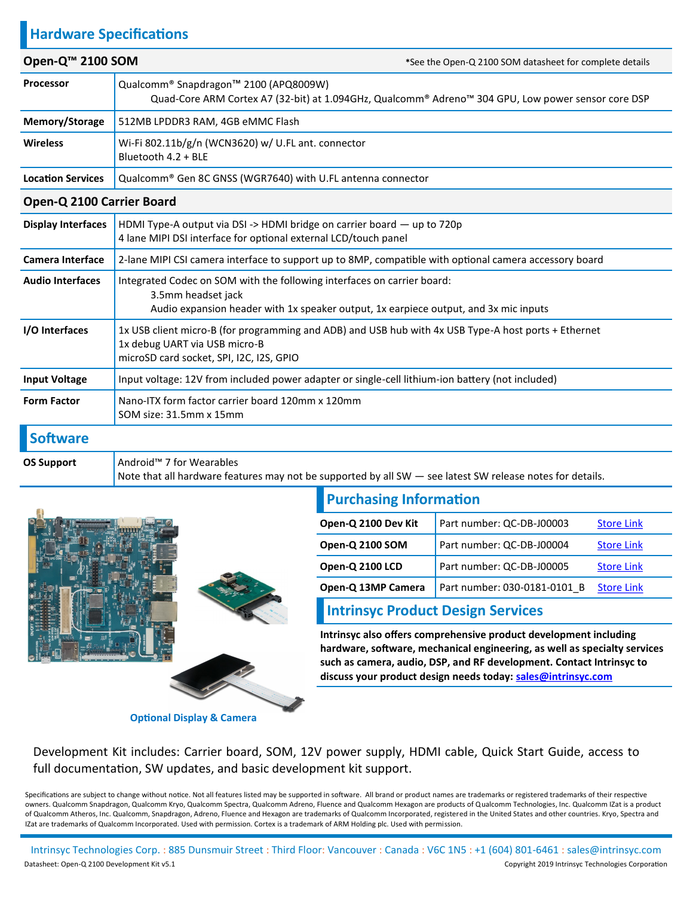## Hardware Specifications

| Open-Q™ 2100 SOM | *See the Open-Q 2100 SOM datasheet for complete details |
|---|---|
| **Processor** | Qualcomm® Snapdragon™ 2100 (APQ8009W)<br>Quad-Core ARM Cortex A7 (32-bit) at 1.094GHz, Qualcomm® Adreno™ 304 GPU, Low power sensor core DSP |
| **Memory/Storage** | 512MB LPDDR3 RAM, 4GB eMMC Flash |
| **Wireless** | Wi-Fi 802.11b/g/n (WCN3620) w/ U.FL ant. connector<br>Bluetooth 4.2 + BLE |
| **Location Services** | Qualcomm® Gen 8C GNSS (WGR7640) with U.FL antenna connector |
| **Open-Q 2100 Carrier Board** | |
| **Display Interfaces** | HDMI Type-A output via DSI -> HDMI bridge on carrier board — up to 720p<br>4 lane MIPI DSI interface for optional external LCD/touch panel |
| **Camera Interface** | 2-lane MIPI CSI camera interface to support up to 8MP, compatible with optional camera accessory board |
| **Audio Interfaces** | Integrated Codec on SOM with the following interfaces on carrier board:<br>3.5mm headset jack<br>Audio expansion header with 1x speaker output, 1x earpiece output, and 3x mic inputs |
| **I/O Interfaces** | 1x USB client micro-B (for programming and ADB) and USB hub with 4x USB Type-A host ports + Ethernet<br>1x debug UART via USB micro-B<br>microSD card socket, SPI, I2C, I2S, GPIO |
| **Input Voltage** | Input voltage: 12V from included power adapter or single-cell lithium-ion battery (not included) |
| **Form Factor** | Nano-ITX form factor carrier board 120mm x 120mm<br>SOM size: 31.5mm x 15mm |

## Software

| | |
|---|---|
| **OS Support** | Android™ 7 for Wearables<br>Note that all hardware features may not be supported by all SW — see latest SW release notes for details. |

Optional Display & Camera

## Purchasing Information

| | | |
|---|---|---|
| **Open-Q 2100 Dev Kit** | Part number: QC-DB-J00003 | Store Link |
| **Open-Q 2100 SOM** | Part number: QC-DB-J00004 | Store Link |
| **Open-Q 2100 LCD** | Part number: QC-DB-J00005 | Store Link |
| **Open-Q 13MP Camera** | Part number: 030-0181-0101_B | Store Link |

## Intrinsyc Product Design Services

**Intrinsyc also offers comprehensive product development including hardware, software, mechanical engineering, as well as specialty services such as camera, audio, DSP, and RF development. Contact Intrinsyc to discuss your product design needs today: sales@intrinsyc.com**

Development Kit includes: Carrier board, SOM, 12V power supply, HDMI cable, Quick Start Guide, access to full documentation, SW updates, and basic development kit support.

Specifications are subject to change without notice. Not all features listed may be supported in software. All brand or product names are trademarks or registered trademarks of their respective owners. Qualcomm Snapdragon, Qualcomm Kryo, Qualcomm Spectra, Qualcomm Adreno, Fluence and Qualcomm Hexagon are products of Qualcomm Technologies, Inc. Qualcomm IZat is a product of Qualcomm Atheros, Inc. Qualcomm, Snapdragon, Adreno, Fluence and Hexagon are trademarks of Qualcomm Incorporated, registered in the United States and other countries. Kryo, Spectra and IZat are trademarks of Qualcomm Incorporated. Used with permission. Cortex is a trademark of ARM Holding plc. Used with permission.

Intrinsyc Technologies Corp. : 885 Dunsmuir Street : Third Floor: Vancouver : Canada : V6C 1N5 : +1 (604) 801-6461 : sales@intrinsyc.com

Datasheet: Open-Q 2100 Development Kit v5.1 — Copyright 2019 Intrinsyc Technologies Corporation